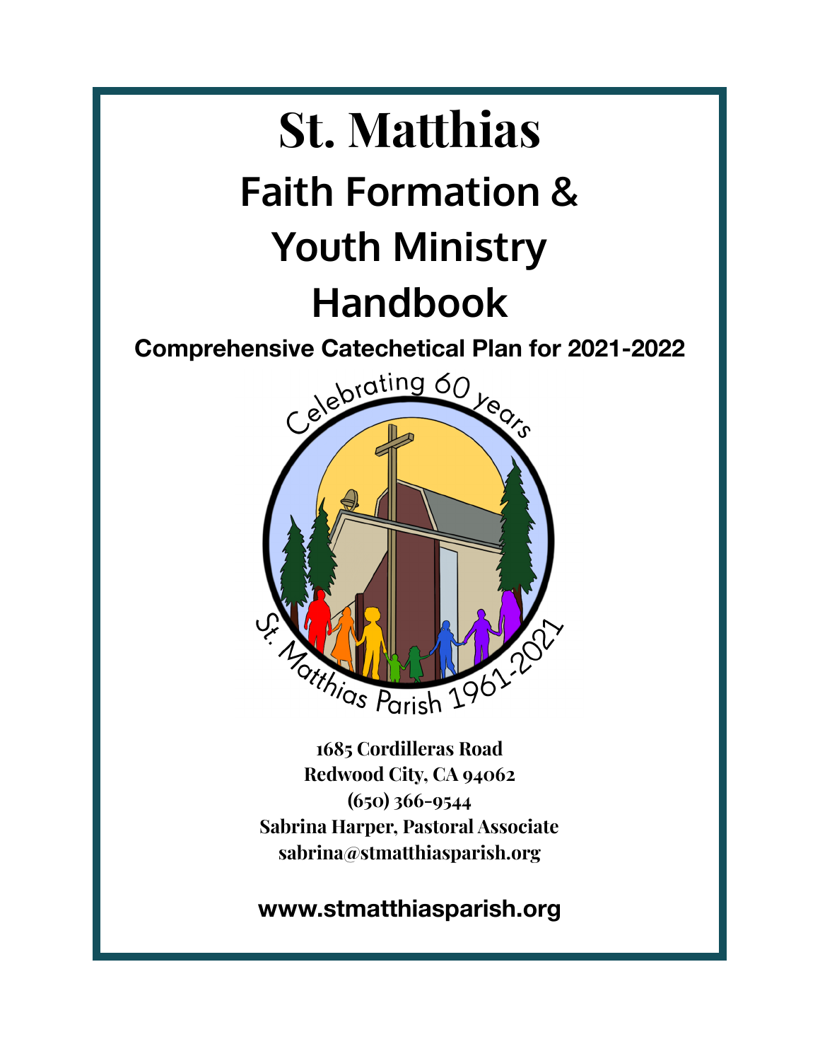# St. Matthias

# Faith Formation & Youth Ministry Handbook

## Comprehensive Catechetical Plan for 2021-2022

Celebrating 60 years

St. Matthias Parish 1961-2021

**1685 Cordilleras Road**
**Redwood City, CA 94062**
**(650) 366-9544**
**Sabrina Harper, Pastoral Associate**
**sabrina@stmatthiasparish.org**

**www.stmatthiasparish.org**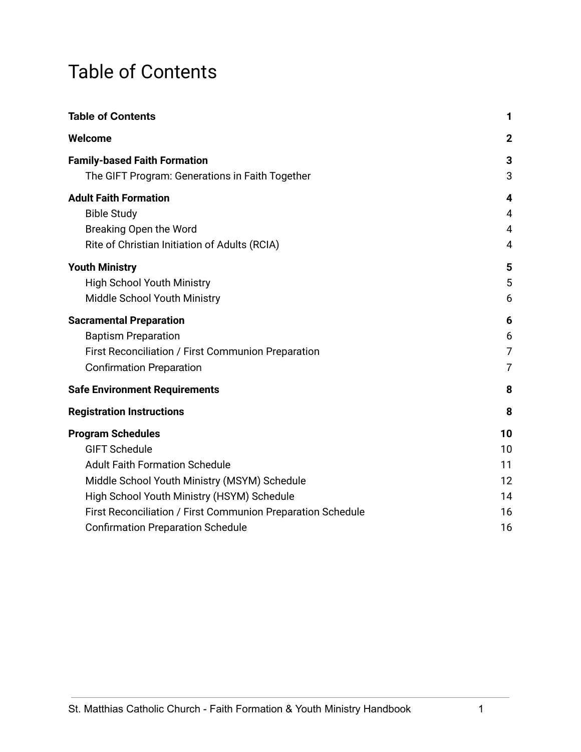# Table of Contents

| | |
|---|---|
| **Table of Contents** | **1** |
| **Welcome** | **2** |
| **Family-based Faith Formation** | **3** |
| The GIFT Program: Generations in Faith Together | 3 |
| **Adult Faith Formation** | **4** |
| Bible Study | 4 |
| Breaking Open the Word | 4 |
| Rite of Christian Initiation of Adults (RCIA) | 4 |
| **Youth Ministry** | **5** |
| High School Youth Ministry | 5 |
| Middle School Youth Ministry | 6 |
| **Sacramental Preparation** | **6** |
| Baptism Preparation | 6 |
| First Reconciliation / First Communion Preparation | 7 |
| Confirmation Preparation | 7 |
| **Safe Environment Requirements** | **8** |
| **Registration Instructions** | **8** |
| **Program Schedules** | **10** |
| GIFT Schedule | 10 |
| Adult Faith Formation Schedule | 11 |
| Middle School Youth Ministry (MSYM) Schedule | 12 |
| High School Youth Ministry (HSYM) Schedule | 14 |
| First Reconciliation / First Communion Preparation Schedule | 16 |
| Confirmation Preparation Schedule | 16 |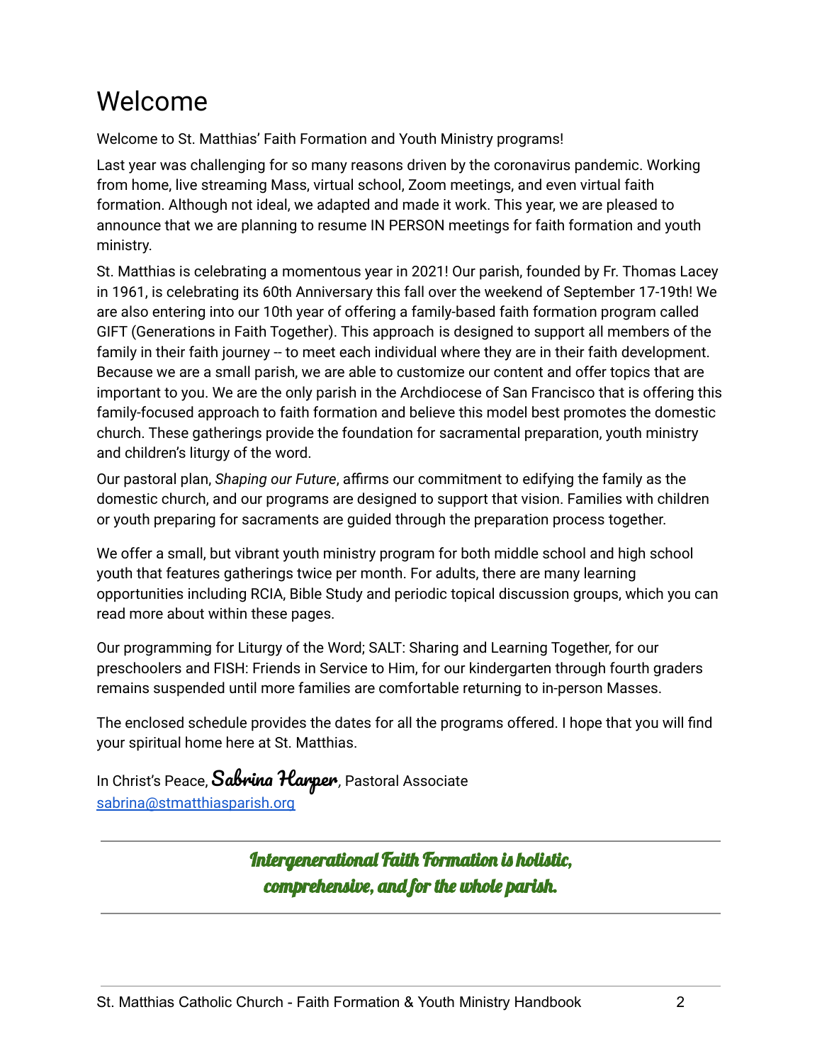# Welcome

Welcome to St. Matthias' Faith Formation and Youth Ministry programs!

Last year was challenging for so many reasons driven by the coronavirus pandemic. Working from home, live streaming Mass, virtual school, Zoom meetings, and even virtual faith formation. Although not ideal, we adapted and made it work. This year, we are pleased to announce that we are planning to resume IN PERSON meetings for faith formation and youth ministry.

St. Matthias is celebrating a momentous year in 2021! Our parish, founded by Fr. Thomas Lacey in 1961, is celebrating its 60th Anniversary this fall over the weekend of September 17-19th! We are also entering into our 10th year of offering a family-based faith formation program called GIFT (Generations in Faith Together). This approach is designed to support all members of the family in their faith journey -- to meet each individual where they are in their faith development. Because we are a small parish, we are able to customize our content and offer topics that are important to you. We are the only parish in the Archdiocese of San Francisco that is offering this family-focused approach to faith formation and believe this model best promotes the domestic church. These gatherings provide the foundation for sacramental preparation, youth ministry and children's liturgy of the word.

Our pastoral plan, *Shaping our Future*, affirms our commitment to edifying the family as the domestic church, and our programs are designed to support that vision. Families with children or youth preparing for sacraments are guided through the preparation process together.

We offer a small, but vibrant youth ministry program for both middle school and high school youth that features gatherings twice per month. For adults, there are many learning opportunities including RCIA, Bible Study and periodic topical discussion groups, which you can read more about within these pages.

Our programming for Liturgy of the Word; SALT: Sharing and Learning Together, for our preschoolers and FISH: Friends in Service to Him, for our kindergarten through fourth graders remains suspended until more families are comfortable returning to in-person Masses.

The enclosed schedule provides the dates for all the programs offered. I hope that you will find your spiritual home here at St. Matthias.

In Christ's Peace, **Sabrina Harper**, Pastoral Associate
sabrina@stmatthiasparish.org

---

***Intergenerational Faith Formation is holistic, comprehensive, and for the whole parish.***

---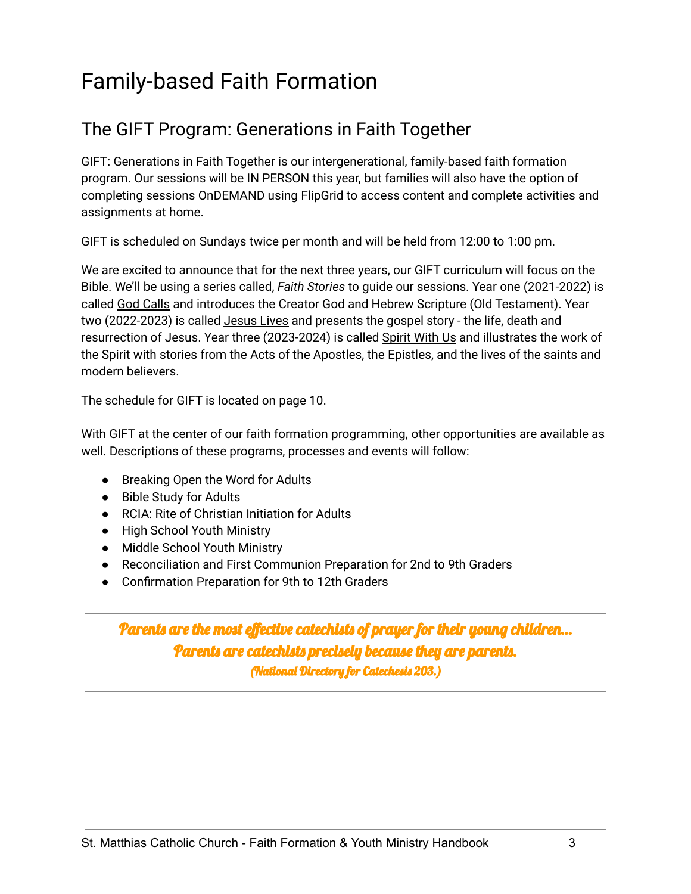# Family-based Faith Formation

## The GIFT Program: Generations in Faith Together

GIFT: Generations in Faith Together is our intergenerational, family-based faith formation program. Our sessions will be IN PERSON this year, but families will also have the option of completing sessions OnDEMAND using FlipGrid to access content and complete activities and assignments at home.

GIFT is scheduled on Sundays twice per month and will be held from 12:00 to 1:00 pm.

We are excited to announce that for the next three years, our GIFT curriculum will focus on the Bible. We'll be using a series called, *Faith Stories* to guide our sessions. Year one (2021-2022) is called God Calls and introduces the Creator God and Hebrew Scripture (Old Testament). Year two (2022-2023) is called Jesus Lives and presents the gospel story - the life, death and resurrection of Jesus. Year three (2023-2024) is called Spirit With Us and illustrates the work of the Spirit with stories from the Acts of the Apostles, the Epistles, and the lives of the saints and modern believers.

The schedule for GIFT is located on page 10.

With GIFT at the center of our faith formation programming, other opportunities are available as well. Descriptions of these programs, processes and events will follow:

- Breaking Open the Word for Adults
- Bible Study for Adults
- RCIA: Rite of Christian Initiation for Adults
- High School Youth Ministry
- Middle School Youth Ministry
- Reconciliation and First Communion Preparation for 2nd to 9th Graders
- Confirmation Preparation for 9th to 12th Graders

---

***Parents are the most effective catechists of prayer for their young children... Parents are catechists precisely because they are parents.***
***(National Directory for Catechesis 203.)***

---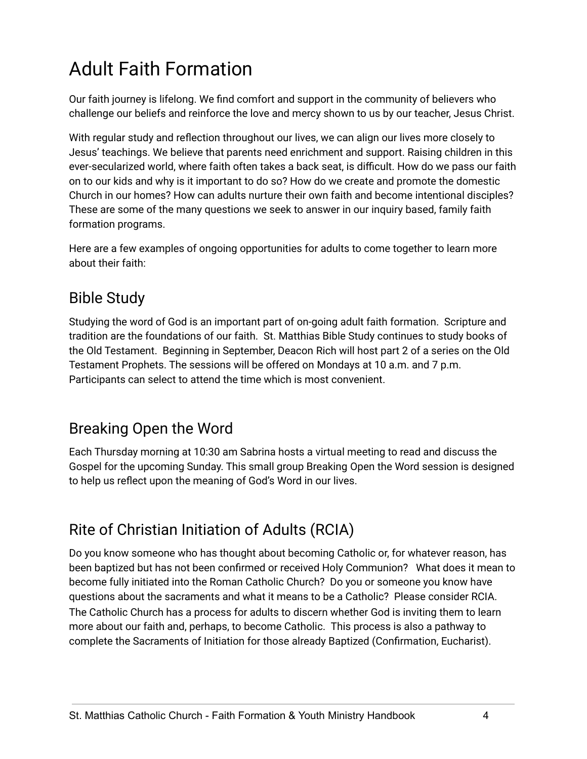# Adult Faith Formation

Our faith journey is lifelong. We find comfort and support in the community of believers who challenge our beliefs and reinforce the love and mercy shown to us by our teacher, Jesus Christ.

With regular study and reflection throughout our lives, we can align our lives more closely to Jesus' teachings. We believe that parents need enrichment and support. Raising children in this ever-secularized world, where faith often takes a back seat, is difficult. How do we pass our faith on to our kids and why is it important to do so? How do we create and promote the domestic Church in our homes? How can adults nurture their own faith and become intentional disciples? These are some of the many questions we seek to answer in our inquiry based, family faith formation programs.

Here are a few examples of ongoing opportunities for adults to come together to learn more about their faith:

## Bible Study

Studying the word of God is an important part of on-going adult faith formation. Scripture and tradition are the foundations of our faith. St. Matthias Bible Study continues to study books of the Old Testament. Beginning in September, Deacon Rich will host part 2 of a series on the Old Testament Prophets. The sessions will be offered on Mondays at 10 a.m. and 7 p.m. Participants can select to attend the time which is most convenient.

## Breaking Open the Word

Each Thursday morning at 10:30 am Sabrina hosts a virtual meeting to read and discuss the Gospel for the upcoming Sunday. This small group Breaking Open the Word session is designed to help us reflect upon the meaning of God's Word in our lives.

## Rite of Christian Initiation of Adults (RCIA)

Do you know someone who has thought about becoming Catholic or, for whatever reason, has been baptized but has not been confirmed or received Holy Communion? What does it mean to become fully initiated into the Roman Catholic Church? Do you or someone you know have questions about the sacraments and what it means to be a Catholic? Please consider RCIA. The Catholic Church has a process for adults to discern whether God is inviting them to learn more about our faith and, perhaps, to become Catholic. This process is also a pathway to complete the Sacraments of Initiation for those already Baptized (Confirmation, Eucharist).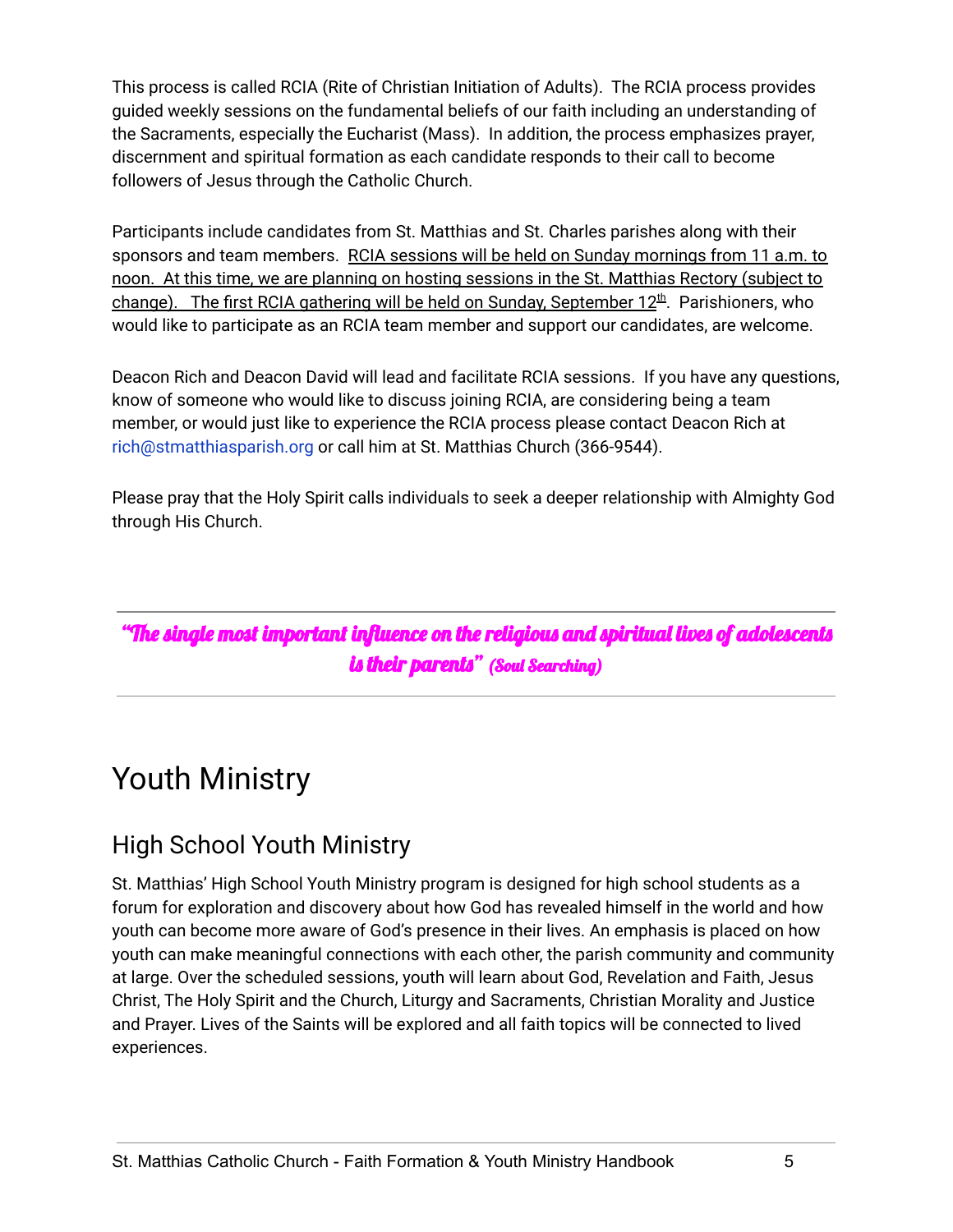This process is called RCIA (Rite of Christian Initiation of Adults). The RCIA process provides guided weekly sessions on the fundamental beliefs of our faith including an understanding of the Sacraments, especially the Eucharist (Mass). In addition, the process emphasizes prayer, discernment and spiritual formation as each candidate responds to their call to become followers of Jesus through the Catholic Church.

Participants include candidates from St. Matthias and St. Charles parishes along with their sponsors and team members. <u>RCIA sessions will be held on Sunday mornings from 11 a.m. to noon. At this time, we are planning on hosting sessions in the St. Matthias Rectory (subject to change). The first RCIA gathering will be held on Sunday, September 12th</u>. Parishioners, who would like to participate as an RCIA team member and support our candidates, are welcome.

Deacon Rich and Deacon David will lead and facilitate RCIA sessions. If you have any questions, know of someone who would like to discuss joining RCIA, are considering being a team member, or would just like to experience the RCIA process please contact Deacon Rich at rich@stmatthiasparish.org or call him at St. Matthias Church (366-9544).

Please pray that the Holy Spirit calls individuals to seek a deeper relationship with Almighty God through His Church.

---

***"The single most important influence on the religious and spiritual lives of adolescents is their parents" (Soul Searching)***

---

# Youth Ministry

## High School Youth Ministry

St. Matthias' High School Youth Ministry program is designed for high school students as a forum for exploration and discovery about how God has revealed himself in the world and how youth can become more aware of God's presence in their lives. An emphasis is placed on how youth can make meaningful connections with each other, the parish community and community at large. Over the scheduled sessions, youth will learn about God, Revelation and Faith, Jesus Christ, The Holy Spirit and the Church, Liturgy and Sacraments, Christian Morality and Justice and Prayer. Lives of the Saints will be explored and all faith topics will be connected to lived experiences.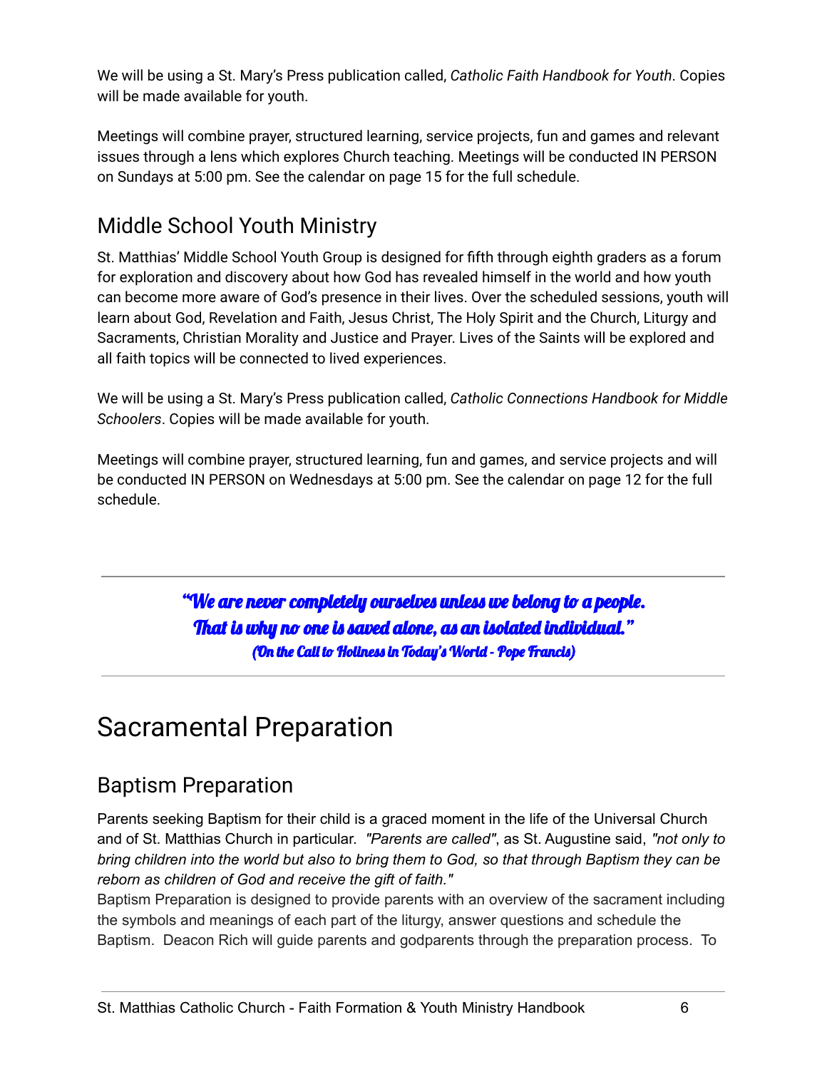We will be using a St. Mary's Press publication called, *Catholic Faith Handbook for Youth*. Copies will be made available for youth.

Meetings will combine prayer, structured learning, service projects, fun and games and relevant issues through a lens which explores Church teaching. Meetings will be conducted IN PERSON on Sundays at 5:00 pm. See the calendar on page 15 for the full schedule.

## Middle School Youth Ministry

St. Matthias' Middle School Youth Group is designed for fifth through eighth graders as a forum for exploration and discovery about how God has revealed himself in the world and how youth can become more aware of God's presence in their lives. Over the scheduled sessions, youth will learn about God, Revelation and Faith, Jesus Christ, The Holy Spirit and the Church, Liturgy and Sacraments, Christian Morality and Justice and Prayer. Lives of the Saints will be explored and all faith topics will be connected to lived experiences.

We will be using a St. Mary's Press publication called, *Catholic Connections Handbook for Middle Schoolers*. Copies will be made available for youth.

Meetings will combine prayer, structured learning, fun and games, and service projects and will be conducted IN PERSON on Wednesdays at 5:00 pm. See the calendar on page 12 for the full schedule.

---

***"We are never completely ourselves unless we belong to a people. That is why no one is saved alone, as an isolated individual."***
***(On the Call to Holiness in Today's World - Pope Francis)***

---

# Sacramental Preparation

## Baptism Preparation

Parents seeking Baptism for their child is a graced moment in the life of the Universal Church and of St. Matthias Church in particular. *"Parents are called"*, as St. Augustine said, *"not only to bring children into the world but also to bring them to God, so that through Baptism they can be reborn as children of God and receive the gift of faith."*
Baptism Preparation is designed to provide parents with an overview of the sacrament including the symbols and meanings of each part of the liturgy, answer questions and schedule the Baptism. Deacon Rich will guide parents and godparents through the preparation process. To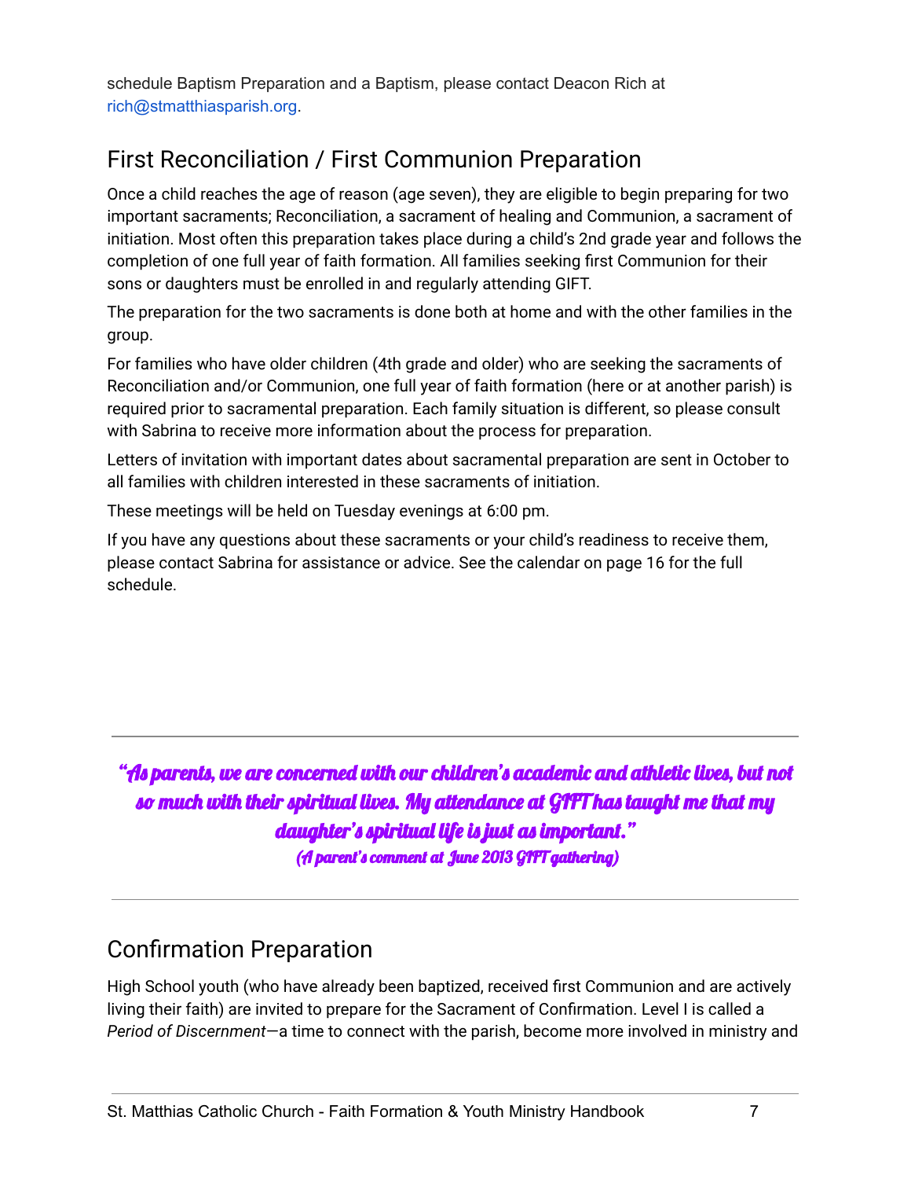schedule Baptism Preparation and a Baptism, please contact Deacon Rich at rich@stmatthiasparish.org.

## First Reconciliation / First Communion Preparation

Once a child reaches the age of reason (age seven), they are eligible to begin preparing for two important sacraments; Reconciliation, a sacrament of healing and Communion, a sacrament of initiation. Most often this preparation takes place during a child's 2nd grade year and follows the completion of one full year of faith formation. All families seeking first Communion for their sons or daughters must be enrolled in and regularly attending GIFT.

The preparation for the two sacraments is done both at home and with the other families in the group.

For families who have older children (4th grade and older) who are seeking the sacraments of Reconciliation and/or Communion, one full year of faith formation (here or at another parish) is required prior to sacramental preparation. Each family situation is different, so please consult with Sabrina to receive more information about the process for preparation.

Letters of invitation with important dates about sacramental preparation are sent in October to all families with children interested in these sacraments of initiation.

These meetings will be held on Tuesday evenings at 6:00 pm.

If you have any questions about these sacraments or your child's readiness to receive them, please contact Sabrina for assistance or advice. See the calendar on page 16 for the full schedule.

---

***"As parents, we are concerned with our children's academic and athletic lives, but not so much with their spiritual lives. My attendance at GIFT has taught me that my daughter's spiritual life is just as important."***
***(A parent's comment at June 2013 GIFT gathering)***

---

## Confirmation Preparation

High School youth (who have already been baptized, received first Communion and are actively living their faith) are invited to prepare for the Sacrament of Confirmation. Level I is called a *Period of Discernment*—a time to connect with the parish, become more involved in ministry and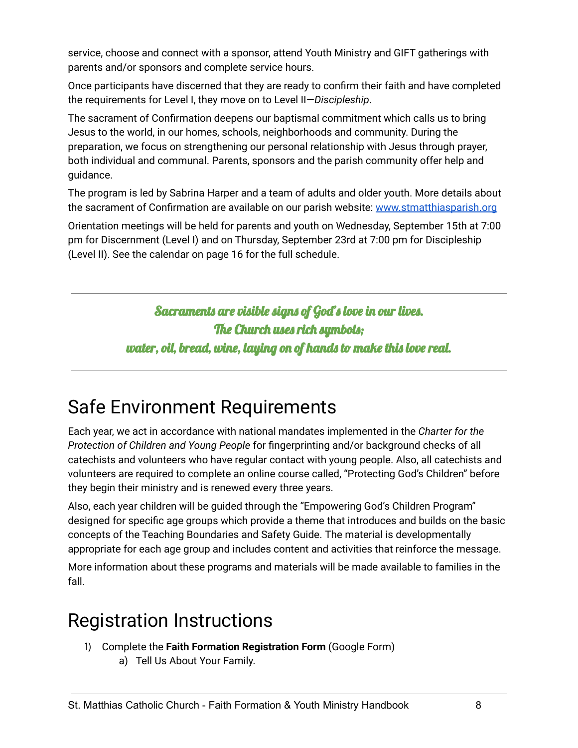service, choose and connect with a sponsor, attend Youth Ministry and GIFT gatherings with parents and/or sponsors and complete service hours.

Once participants have discerned that they are ready to confirm their faith and have completed the requirements for Level I, they move on to Level II—*Discipleship*.

The sacrament of Confirmation deepens our baptismal commitment which calls us to bring Jesus to the world, in our homes, schools, neighborhoods and community. During the preparation, we focus on strengthening our personal relationship with Jesus through prayer, both individual and communal. Parents, sponsors and the parish community offer help and guidance.

The program is led by Sabrina Harper and a team of adults and older youth. More details about the sacrament of Confirmation are available on our parish website: [www.stmatthiasparish.org](http://www.stmatthiasparish.org)

Orientation meetings will be held for parents and youth on Wednesday, September 15th at 7:00 pm for Discernment (Level I) and on Thursday, September 23rd at 7:00 pm for Discipleship (Level II). See the calendar on page 16 for the full schedule.

---

*Sacraments are visible signs of God's love in our lives.*
*The Church uses rich symbols;*
*water, oil, bread, wine, laying on of hands to make this love real.*

---

## Safe Environment Requirements

Each year, we act in accordance with national mandates implemented in the *Charter for the Protection of Children and Young People* for fingerprinting and/or background checks of all catechists and volunteers who have regular contact with young people. Also, all catechists and volunteers are required to complete an online course called, "Protecting God's Children" before they begin their ministry and is renewed every three years.

Also, each year children will be guided through the "Empowering God's Children Program" designed for specific age groups which provide a theme that introduces and builds on the basic concepts of the Teaching Boundaries and Safety Guide. The material is developmentally appropriate for each age group and includes content and activities that reinforce the message.

More information about these programs and materials will be made available to families in the fall.

## Registration Instructions

1) Complete the **Faith Formation Registration Form** (Google Form)
    a) Tell Us About Your Family.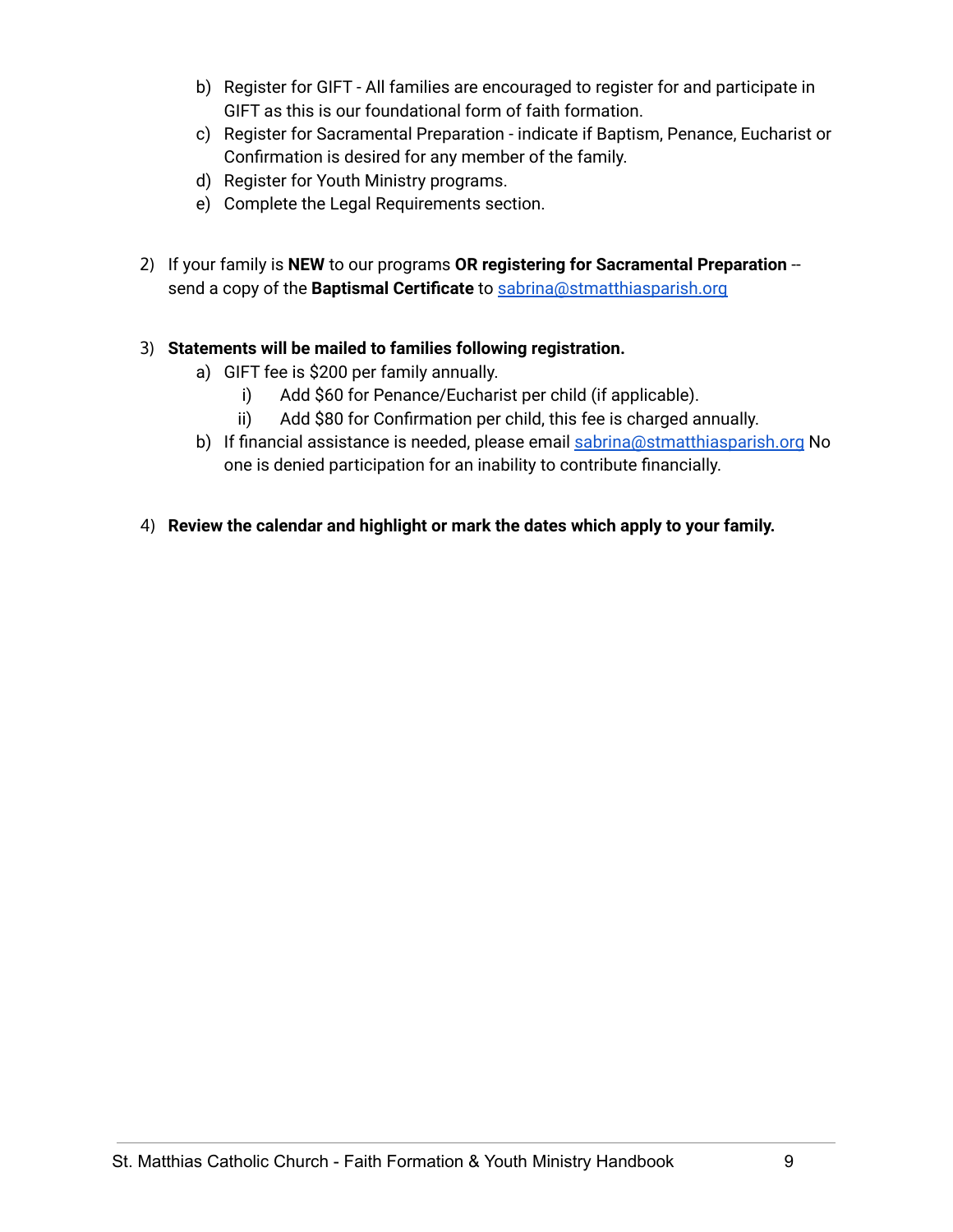b) Register for GIFT - All families are encouraged to register for and participate in GIFT as this is our foundational form of faith formation.
   c) Register for Sacramental Preparation - indicate if Baptism, Penance, Eucharist or Confirmation is desired for any member of the family.
   d) Register for Youth Ministry programs.
   e) Complete the Legal Requirements section.

2) If your family is **NEW** to our programs **OR registering for Sacramental Preparation** -- send a copy of the **Baptismal Certificate** to sabrina@stmatthiasparish.org

3) **Statements will be mailed to families following registration.**
   a) GIFT fee is $200 per family annually.
      i) Add $60 for Penance/Eucharist per child (if applicable).
      ii) Add $80 for Confirmation per child, this fee is charged annually.
   b) If financial assistance is needed, please email sabrina@stmatthiasparish.org No one is denied participation for an inability to contribute financially.

4) **Review the calendar and highlight or mark the dates which apply to your family.**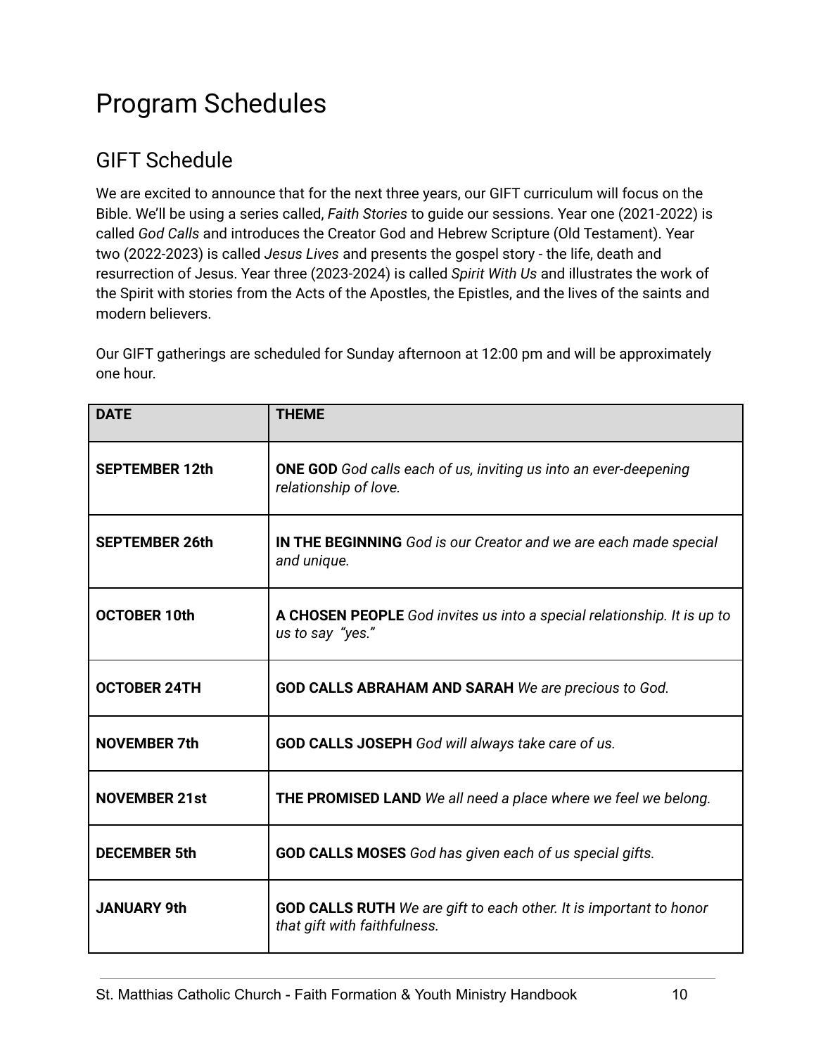# Program Schedules

## GIFT Schedule

We are excited to announce that for the next three years, our GIFT curriculum will focus on the Bible. We'll be using a series called, *Faith Stories* to guide our sessions. Year one (2021-2022) is called *God Calls* and introduces the Creator God and Hebrew Scripture (Old Testament). Year two (2022-2023) is called *Jesus Lives* and presents the gospel story - the life, death and resurrection of Jesus. Year three (2023-2024) is called *Spirit With Us* and illustrates the work of the Spirit with stories from the Acts of the Apostles, the Epistles, and the lives of the saints and modern believers.

Our GIFT gatherings are scheduled for Sunday afternoon at 12:00 pm and will be approximately one hour.

| DATE | THEME |
|---|---|
| **SEPTEMBER 12th** | **ONE GOD** *God calls each of us, inviting us into an ever-deepening relationship of love.* |
| **SEPTEMBER 26th** | **IN THE BEGINNING** *God is our Creator and we are each made special and unique.* |
| **OCTOBER 10th** | **A CHOSEN PEOPLE** *God invites us into a special relationship. It is up to us to say "yes."* |
| **OCTOBER 24TH** | **GOD CALLS ABRAHAM AND SARAH** *We are precious to God.* |
| **NOVEMBER 7th** | **GOD CALLS JOSEPH** *God will always take care of us.* |
| **NOVEMBER 21st** | **THE PROMISED LAND** *We all need a place where we feel we belong.* |
| **DECEMBER 5th** | **GOD CALLS MOSES** *God has given each of us special gifts.* |
| **JANUARY 9th** | **GOD CALLS RUTH** *We are gift to each other. It is important to honor that gift with faithfulness.* |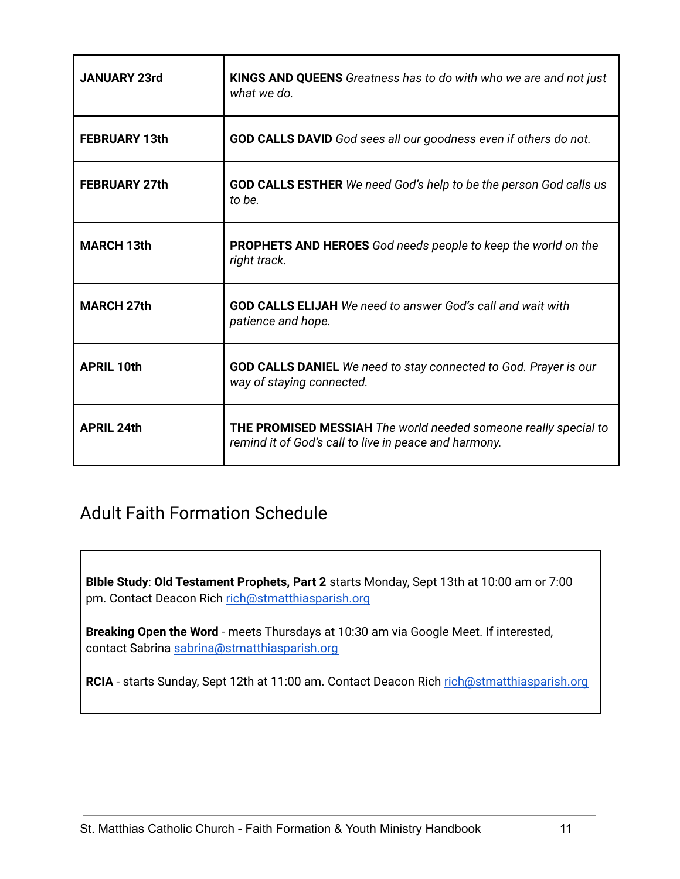| | |
|---|---|
| **JANUARY 23rd** | **KINGS AND QUEENS** *Greatness has to do with who we are and not just what we do.* |
| **FEBRUARY 13th** | **GOD CALLS DAVID** *God sees all our goodness even if others do not.* |
| **FEBRUARY 27th** | **GOD CALLS ESTHER** *We need God's help to be the person God calls us to be.* |
| **MARCH 13th** | **PROPHETS AND HEROES** *God needs people to keep the world on the right track.* |
| **MARCH 27th** | **GOD CALLS ELIJAH** *We need to answer God's call and wait with patience and hope.* |
| **APRIL 10th** | **GOD CALLS DANIEL** *We need to stay connected to God. Prayer is our way of staying connected.* |
| **APRIL 24th** | **THE PROMISED MESSIAH** *The world needed someone really special to remind it of God's call to live in peace and harmony.* |

## Adult Faith Formation Schedule

**BIble Study**: **Old Testament Prophets, Part 2** starts Monday, Sept 13th at 10:00 am or 7:00 pm. Contact Deacon Rich rich@stmatthiasparish.org

**Breaking Open the Word** - meets Thursdays at 10:30 am via Google Meet. If interested, contact Sabrina sabrina@stmatthiasparish.org

**RCIA** - starts Sunday, Sept 12th at 11:00 am. Contact Deacon Rich rich@stmatthiasparish.org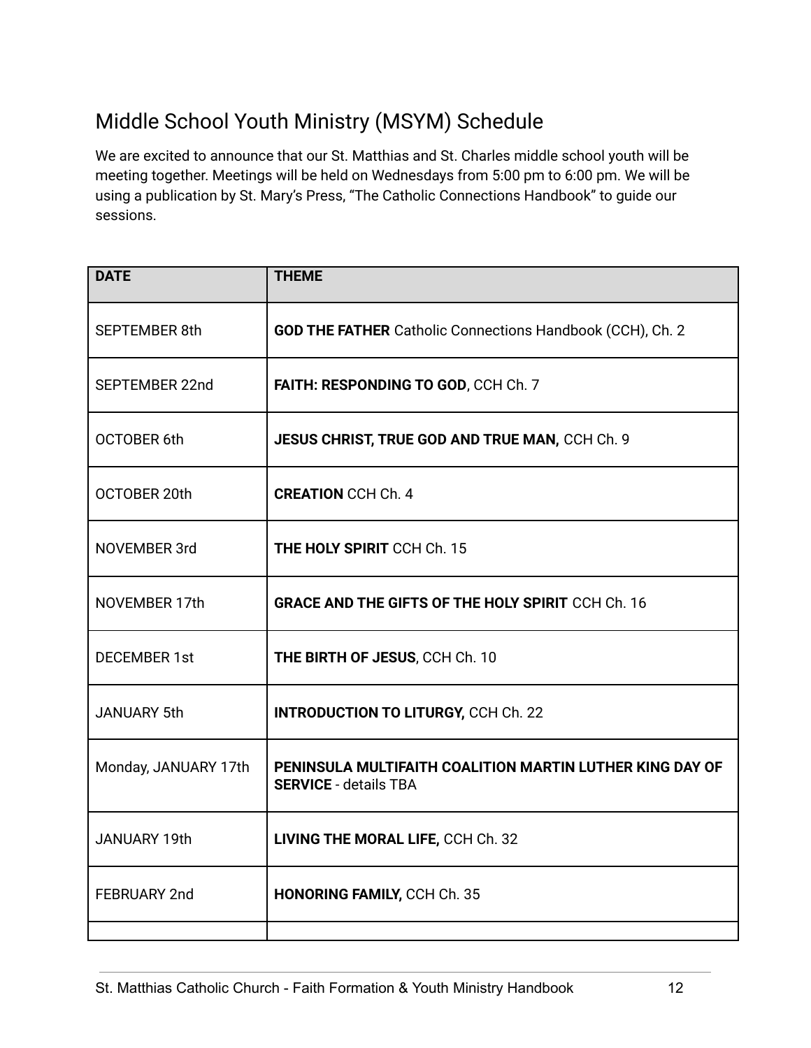## Middle School Youth Ministry (MSYM) Schedule

We are excited to announce that our St. Matthias and St. Charles middle school youth will be meeting together. Meetings will be held on Wednesdays from 5:00 pm to 6:00 pm. We will be using a publication by St. Mary's Press, "The Catholic Connections Handbook" to guide our sessions.

| DATE | THEME |
|---|---|
| SEPTEMBER 8th | **GOD THE FATHER** Catholic Connections Handbook (CCH), Ch. 2 |
| SEPTEMBER 22nd | **FAITH: RESPONDING TO GOD**, CCH Ch. 7 |
| OCTOBER 6th | **JESUS CHRIST, TRUE GOD AND TRUE MAN,** CCH Ch. 9 |
| OCTOBER 20th | **CREATION** CCH Ch. 4 |
| NOVEMBER 3rd | **THE HOLY SPIRIT** CCH Ch. 15 |
| NOVEMBER 17th | **GRACE AND THE GIFTS OF THE HOLY SPIRIT** CCH Ch. 16 |
| DECEMBER 1st | **THE BIRTH OF JESUS**, CCH Ch. 10 |
| JANUARY 5th | **INTRODUCTION TO LITURGY,** CCH Ch. 22 |
| Monday, JANUARY 17th | **PENINSULA MULTIFAITH COALITION MARTIN LUTHER KING DAY OF SERVICE** - details TBA |
| JANUARY 19th | **LIVING THE MORAL LIFE,** CCH Ch. 32 |
| FEBRUARY 2nd | **HONORING FAMILY,** CCH Ch. 35 |
| | |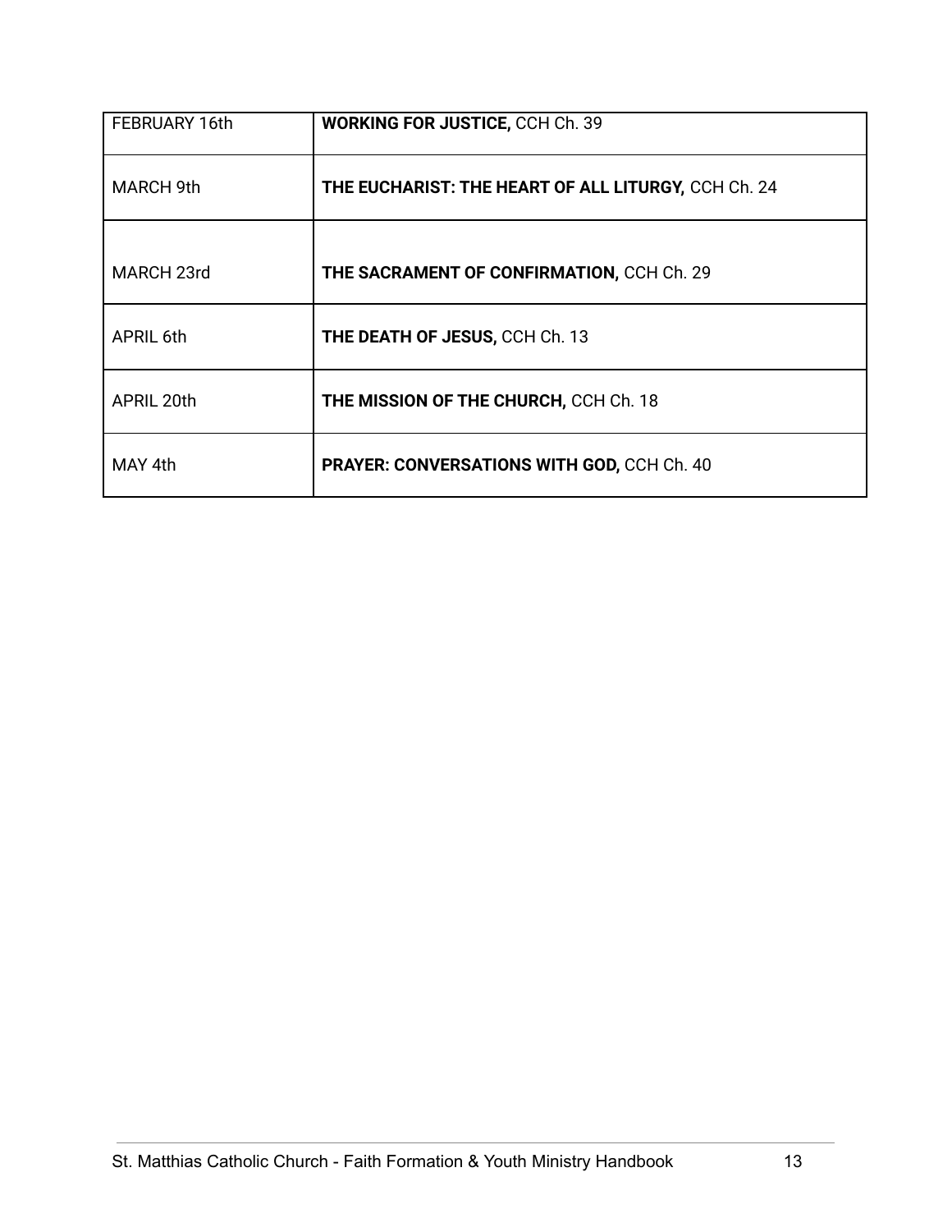| FEBRUARY 16th | **WORKING FOR JUSTICE,** CCH Ch. 39 |
|---|---|
| MARCH 9th | **THE EUCHARIST: THE HEART OF ALL LITURGY,** CCH Ch. 24 |
| MARCH 23rd | **THE SACRAMENT OF CONFIRMATION,** CCH Ch. 29 |
| APRIL 6th | **THE DEATH OF JESUS,** CCH Ch. 13 |
| APRIL 20th | **THE MISSION OF THE CHURCH,** CCH Ch. 18 |
| MAY 4th | **PRAYER: CONVERSATIONS WITH GOD,** CCH Ch. 40 |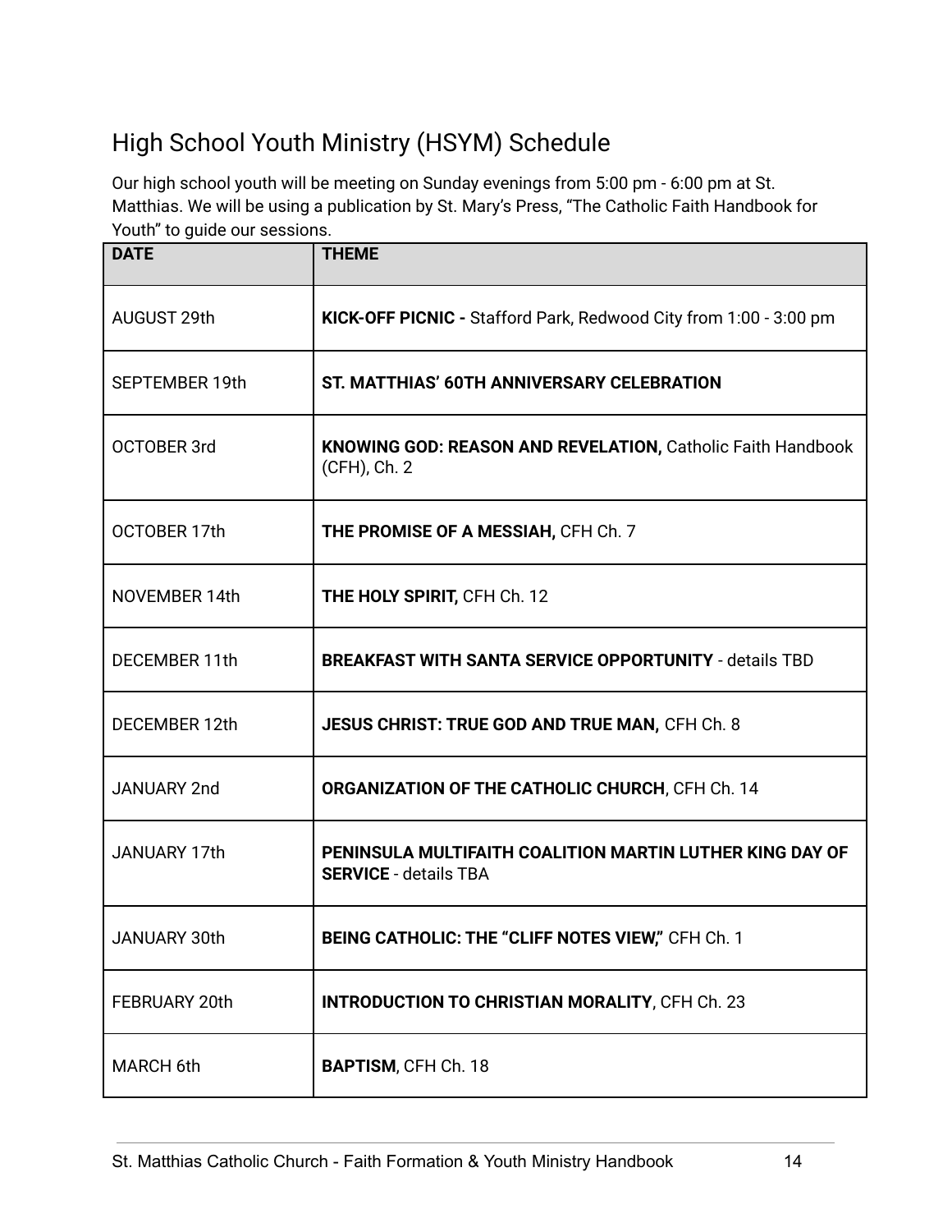## High School Youth Ministry (HSYM) Schedule

Our high school youth will be meeting on Sunday evenings from 5:00 pm - 6:00 pm at St. Matthias. We will be using a publication by St. Mary's Press, "The Catholic Faith Handbook for Youth" to guide our sessions.

| DATE | THEME |
|---|---|
| AUGUST 29th | **KICK-OFF PICNIC -** Stafford Park, Redwood City from 1:00 - 3:00 pm |
| SEPTEMBER 19th | **ST. MATTHIAS' 60TH ANNIVERSARY CELEBRATION** |
| OCTOBER 3rd | **KNOWING GOD: REASON AND REVELATION,** Catholic Faith Handbook (CFH), Ch. 2 |
| OCTOBER 17th | **THE PROMISE OF A MESSIAH,** CFH Ch. 7 |
| NOVEMBER 14th | **THE HOLY SPIRIT,** CFH Ch. 12 |
| DECEMBER 11th | **BREAKFAST WITH SANTA SERVICE OPPORTUNITY** - details TBD |
| DECEMBER 12th | **JESUS CHRIST: TRUE GOD AND TRUE MAN,** CFH Ch. 8 |
| JANUARY 2nd | **ORGANIZATION OF THE CATHOLIC CHURCH**, CFH Ch. 14 |
| JANUARY 17th | **PENINSULA MULTIFAITH COALITION MARTIN LUTHER KING DAY OF SERVICE** - details TBA |
| JANUARY 30th | **BEING CATHOLIC: THE "CLIFF NOTES VIEW,"** CFH Ch. 1 |
| FEBRUARY 20th | **INTRODUCTION TO CHRISTIAN MORALITY**, CFH Ch. 23 |
| MARCH 6th | **BAPTISM**, CFH Ch. 18 |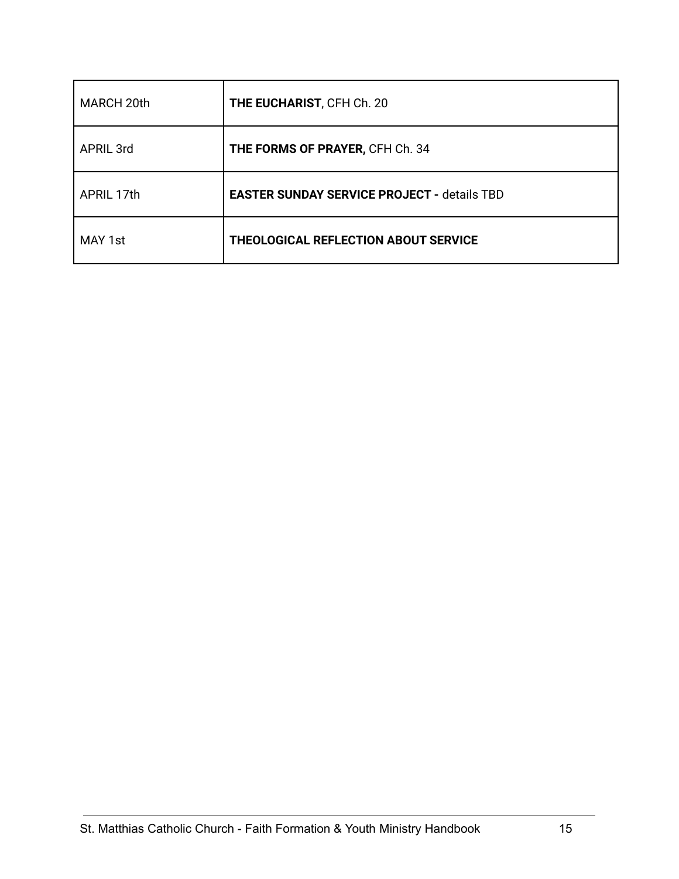| MARCH 20th | **THE EUCHARIST**, CFH Ch. 20 |
|---|---|
| APRIL 3rd | **THE FORMS OF PRAYER,** CFH Ch. 34 |
| APRIL 17th | **EASTER SUNDAY SERVICE PROJECT -** details TBD |
| MAY 1st | **THEOLOGICAL REFLECTION ABOUT SERVICE** |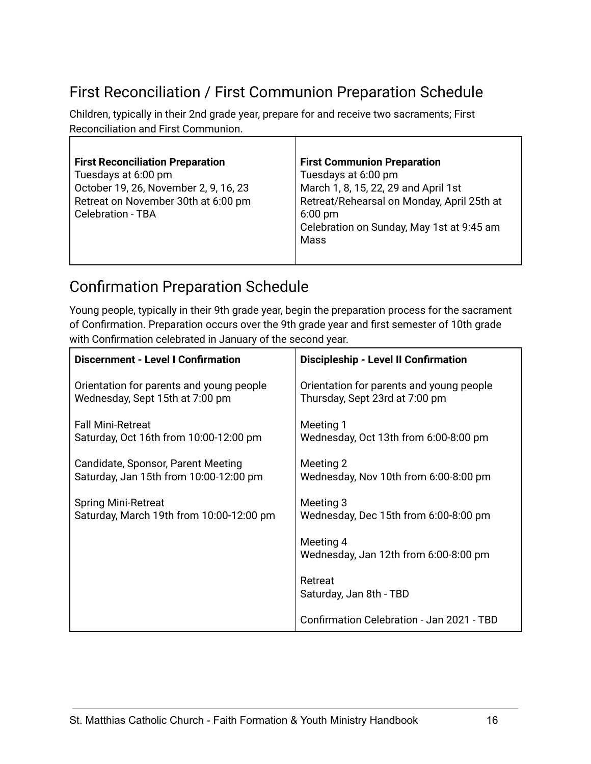## First Reconciliation / First Communion Preparation Schedule

Children, typically in their 2nd grade year, prepare for and receive two sacraments; First Reconciliation and First Communion.

| | |
|---|---|
| **First Reconciliation Preparation**<br>Tuesdays at 6:00 pm<br>October 19, 26, November 2, 9, 16, 23<br>Retreat on November 30th at 6:00 pm<br>Celebration - TBA | **First Communion Preparation**<br>Tuesdays at 6:00 pm<br>March 1, 8, 15, 22, 29 and April 1st<br>Retreat/Rehearsal on Monday, April 25th at 6:00 pm<br>Celebration on Sunday, May 1st at 9:45 am Mass |

## Confirmation Preparation Schedule

Young people, typically in their 9th grade year, begin the preparation process for the sacrament of Confirmation. Preparation occurs over the 9th grade year and first semester of 10th grade with Confirmation celebrated in January of the second year.

| **Discernment - Level I Confirmation** | **Discipleship - Level II Confirmation** |
|---|---|
| Orientation for parents and young people<br>Wednesday, Sept 15th at 7:00 pm | Orientation for parents and young people<br>Thursday, Sept 23rd at 7:00 pm |
| Fall Mini-Retreat<br>Saturday, Oct 16th from 10:00-12:00 pm | Meeting 1<br>Wednesday, Oct 13th from 6:00-8:00 pm |
| Candidate, Sponsor, Parent Meeting<br>Saturday, Jan 15th from 10:00-12:00 pm | Meeting 2<br>Wednesday, Nov 10th from 6:00-8:00 pm |
| Spring Mini-Retreat<br>Saturday, March 19th from 10:00-12:00 pm | Meeting 3<br>Wednesday, Dec 15th from 6:00-8:00 pm |
| | Meeting 4<br>Wednesday, Jan 12th from 6:00-8:00 pm |
| | Retreat<br>Saturday, Jan 8th - TBD |
| | Confirmation Celebration - Jan 2021 - TBD |